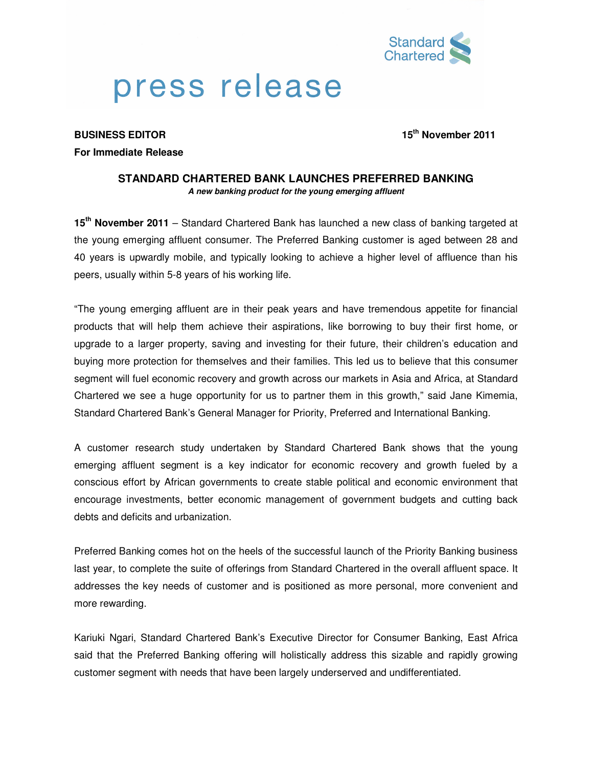Standard Chartered

# press release

**BUSINESS EDITOR** **15th November 2011**

**For Immediate Release**

## STANDARD CHARTERED BANK LAUNCHES PREFERRED BANKING

***A new banking product for the young emerging affluent***

**15th November 2011** – Standard Chartered Bank has launched a new class of banking targeted at the young emerging affluent consumer. The Preferred Banking customer is aged between 28 and 40 years is upwardly mobile, and typically looking to achieve a higher level of affluence than his peers, usually within 5-8 years of his working life.

"The young emerging affluent are in their peak years and have tremendous appetite for financial products that will help them achieve their aspirations, like borrowing to buy their first home, or upgrade to a larger property, saving and investing for their future, their children's education and buying more protection for themselves and their families. This led us to believe that this consumer segment will fuel economic recovery and growth across our markets in Asia and Africa, at Standard Chartered we see a huge opportunity for us to partner them in this growth," said Jane Kimemia, Standard Chartered Bank's General Manager for Priority, Preferred and International Banking.

A customer research study undertaken by Standard Chartered Bank shows that the young emerging affluent segment is a key indicator for economic recovery and growth fueled by a conscious effort by African governments to create stable political and economic environment that encourage investments, better economic management of government budgets and cutting back debts and deficits and urbanization.

Preferred Banking comes hot on the heels of the successful launch of the Priority Banking business last year, to complete the suite of offerings from Standard Chartered in the overall affluent space. It addresses the key needs of customer and is positioned as more personal, more convenient and more rewarding.

Kariuki Ngari, Standard Chartered Bank's Executive Director for Consumer Banking, East Africa said that the Preferred Banking offering will holistically address this sizable and rapidly growing customer segment with needs that have been largely underserved and undifferentiated.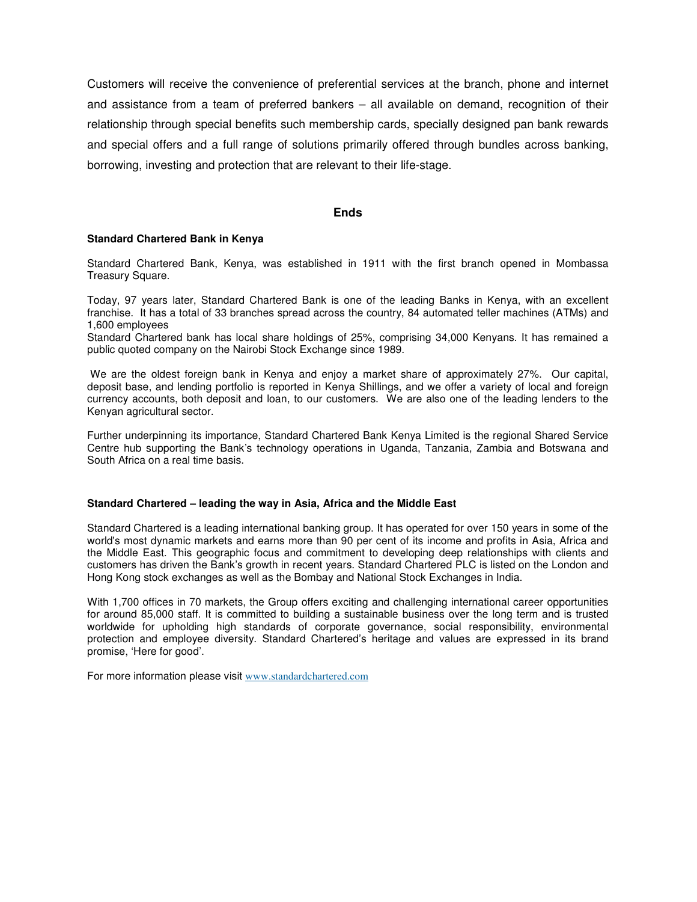Customers will receive the convenience of preferential services at the branch, phone and internet and assistance from a team of preferred bankers – all available on demand, recognition of their relationship through special benefits such membership cards, specially designed pan bank rewards and special offers and a full range of solutions primarily offered through bundles across banking, borrowing, investing and protection that are relevant to their life-stage.

**Ends**

**Standard Chartered Bank in Kenya**

Standard Chartered Bank, Kenya, was established in 1911 with the first branch opened in Mombassa Treasury Square.

Today, 97 years later, Standard Chartered Bank is one of the leading Banks in Kenya, with an excellent franchise. It has a total of 33 branches spread across the country, 84 automated teller machines (ATMs) and 1,600 employees
Standard Chartered bank has local share holdings of 25%, comprising 34,000 Kenyans. It has remained a public quoted company on the Nairobi Stock Exchange since 1989.

We are the oldest foreign bank in Kenya and enjoy a market share of approximately 27%. Our capital, deposit base, and lending portfolio is reported in Kenya Shillings, and we offer a variety of local and foreign currency accounts, both deposit and loan, to our customers. We are also one of the leading lenders to the Kenyan agricultural sector.

Further underpinning its importance, Standard Chartered Bank Kenya Limited is the regional Shared Service Centre hub supporting the Bank's technology operations in Uganda, Tanzania, Zambia and Botswana and South Africa on a real time basis.

**Standard Chartered – leading the way in Asia, Africa and the Middle East**

Standard Chartered is a leading international banking group. It has operated for over 150 years in some of the world's most dynamic markets and earns more than 90 per cent of its income and profits in Asia, Africa and the Middle East. This geographic focus and commitment to developing deep relationships with clients and customers has driven the Bank's growth in recent years. Standard Chartered PLC is listed on the London and Hong Kong stock exchanges as well as the Bombay and National Stock Exchanges in India.

With 1,700 offices in 70 markets, the Group offers exciting and challenging international career opportunities for around 85,000 staff. It is committed to building a sustainable business over the long term and is trusted worldwide for upholding high standards of corporate governance, social responsibility, environmental protection and employee diversity. Standard Chartered's heritage and values are expressed in its brand promise, 'Here for good'.

For more information please visit www.standardchartered.com